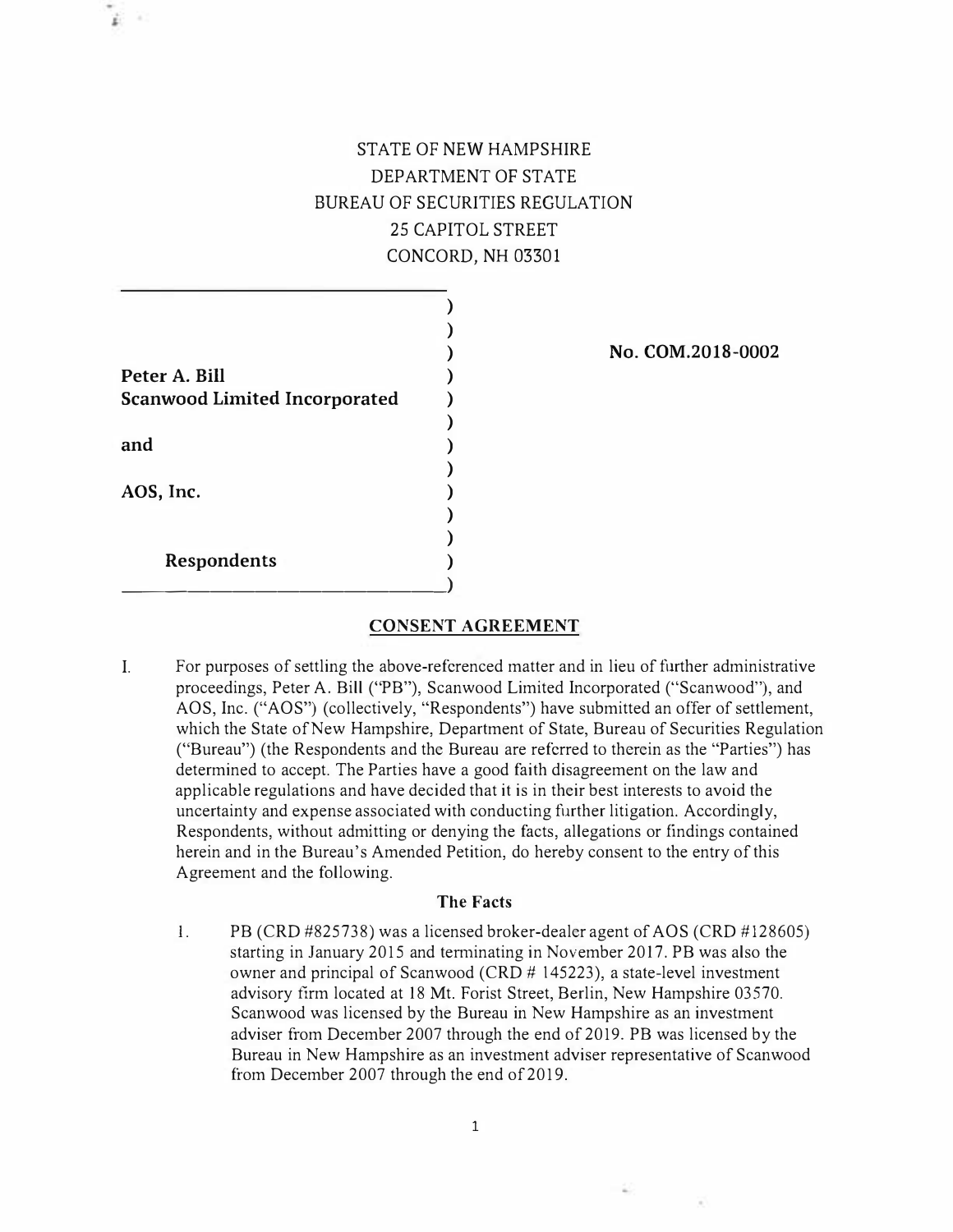STATE OF NEW HAMPSHIRE
DEPARTMENT OF STATE
BUREAU OF SECURITIES REGULATION
25 CAPITOL STREET
CONCORD, NH 03301

| | |
|---|---|
| **Peter A. Bill**<br>**Scanwood Limited Incorporated**<br><br>**and**<br><br>**AOS, Inc.**<br><br>**Respondents** | **No. COM.2018-0002** |

## CONSENT AGREEMENT

I. For purposes of settling the above-referenced matter and in lieu of further administrative proceedings, Peter A. Bill ("PB"), Scanwood Limited Incorporated ("Scanwood"), and AOS, Inc. ("AOS") (collectively, "Respondents") have submitted an offer of settlement, which the State of New Hampshire, Department of State, Bureau of Securities Regulation ("Bureau") (the Respondents and the Bureau are referred to therein as the "Parties") has determined to accept. The Parties have a good faith disagreement on the law and applicable regulations and have decided that it is in their best interests to avoid the uncertainty and expense associated with conducting further litigation. Accordingly, Respondents, without admitting or denying the facts, allegations or findings contained herein and in the Bureau's Amended Petition, do hereby consent to the entry of this Agreement and the following.

### The Facts

1. PB (CRD #825738) was a licensed broker-dealer agent of AOS (CRD #128605) starting in January 2015 and terminating in November 2017. PB was also the owner and principal of Scanwood (CRD # 145223), a state-level investment advisory firm located at 18 Mt. Forist Street, Berlin, New Hampshire 03570. Scanwood was licensed by the Bureau in New Hampshire as an investment adviser from December 2007 through the end of 2019. PB was licensed by the Bureau in New Hampshire as an investment adviser representative of Scanwood from December 2007 through the end of 2019.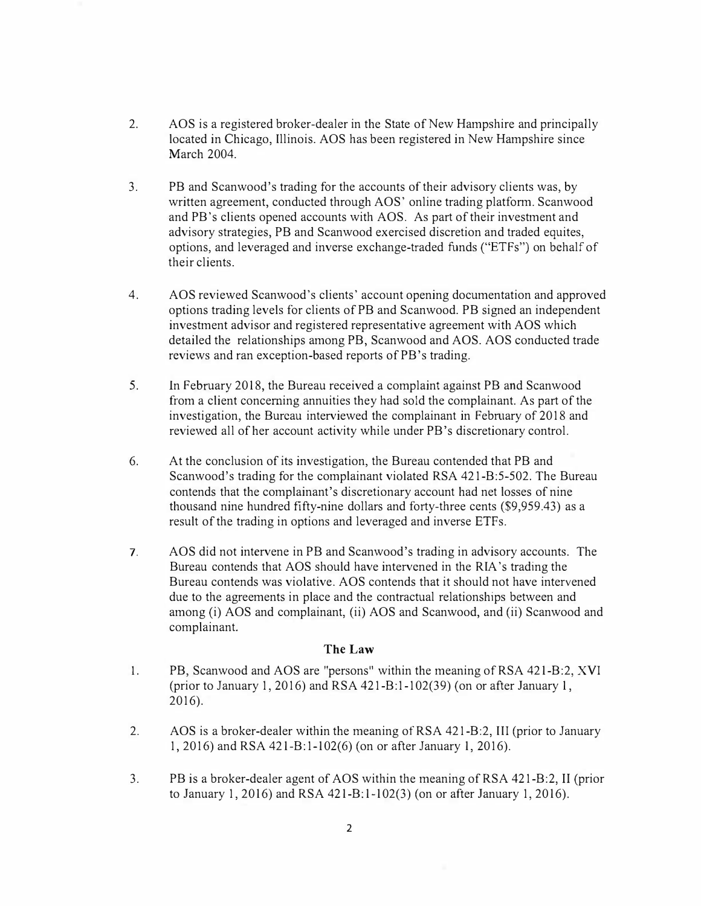2. AOS is a registered broker-dealer in the State of New Hampshire and principally located in Chicago, Illinois. AOS has been registered in New Hampshire since March 2004.

3. PB and Scanwood's trading for the accounts of their advisory clients was, by written agreement, conducted through AOS' online trading platform. Scanwood and PB's clients opened accounts with AOS. As part of their investment and advisory strategies, PB and Scanwood exercised discretion and traded equites, options, and leveraged and inverse exchange-traded funds ("ETFs") on behalf of their clients.

4. AOS reviewed Scanwood's clients' account opening documentation and approved options trading levels for clients of PB and Scanwood. PB signed an independent investment advisor and registered representative agreement with AOS which detailed the relationships among PB, Scanwood and AOS. AOS conducted trade reviews and ran exception-based reports of PB's trading.

5. In February 2018, the Bureau received a complaint against PB and Scanwood from a client concerning annuities they had sold the complainant. As part of the investigation, the Bureau interviewed the complainant in February of 2018 and reviewed all of her account activity while under PB's discretionary control.

6. At the conclusion of its investigation, the Bureau contended that PB and Scanwood's trading for the complainant violated RSA 421-B:5-502. The Bureau contends that the complainant's discretionary account had net losses of nine thousand nine hundred fifty-nine dollars and forty-three cents ($9,959.43) as a result of the trading in options and leveraged and inverse ETFs.

7. AOS did not intervene in PB and Scanwood's trading in advisory accounts. The Bureau contends that AOS should have intervened in the RIA's trading the Bureau contends was violative. AOS contends that it should not have intervened due to the agreements in place and the contractual relationships between and among (i) AOS and complainant, (ii) AOS and Scanwood, and (ii) Scanwood and complainant.

**The Law**

1. PB, Scanwood and AOS are "persons" within the meaning of RSA 421-B:2, XVI (prior to January 1, 2016) and RSA 421-B:1-102(39) (on or after January 1, 2016).

2. AOS is a broker-dealer within the meaning of RSA 421-B:2, III (prior to January 1, 2016) and RSA 421-B:1-102(6) (on or after January 1, 2016).

3. PB is a broker-dealer agent of AOS within the meaning of RSA 421-B:2, II (prior to January 1, 2016) and RSA 421-B:1-102(3) (on or after January 1, 2016).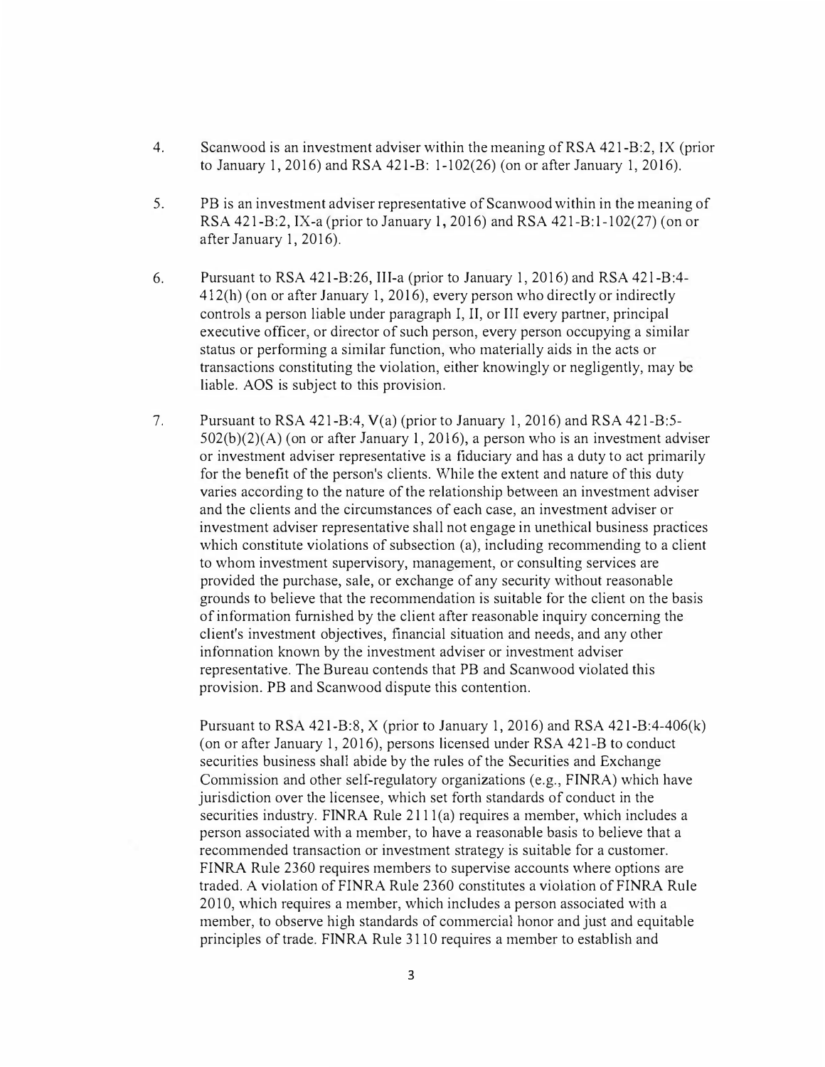4. Scanwood is an investment adviser within the meaning of RSA 421-B:2, IX (prior to January 1, 2016) and RSA 421-B: 1-102(26) (on or after January 1, 2016).

5. PB is an investment adviser representative of Scanwood within in the meaning of RSA 421-B:2, IX-a (prior to January 1, 2016) and RSA 421-B:1-102(27) (on or after January 1, 2016).

6. Pursuant to RSA 421-B:26, III-a (prior to January 1, 2016) and RSA 421-B:4-412(h) (on or after January 1, 2016), every person who directly or indirectly controls a person liable under paragraph I, II, or III every partner, principal executive officer, or director of such person, every person occupying a similar status or performing a similar function, who materially aids in the acts or transactions constituting the violation, either knowingly or negligently, may be liable. AOS is subject to this provision.

7. Pursuant to RSA 421-B:4, V(a) (prior to January 1, 2016) and RSA 421-B:5-502(b)(2)(A) (on or after January 1, 2016), a person who is an investment adviser or investment adviser representative is a fiduciary and has a duty to act primarily for the benefit of the person's clients. While the extent and nature of this duty varies according to the nature of the relationship between an investment adviser and the clients and the circumstances of each case, an investment adviser or investment adviser representative shall not engage in unethical business practices which constitute violations of subsection (a), including recommending to a client to whom investment supervisory, management, or consulting services are provided the purchase, sale, or exchange of any security without reasonable grounds to believe that the recommendation is suitable for the client on the basis of information furnished by the client after reasonable inquiry concerning the client's investment objectives, financial situation and needs, and any other information known by the investment adviser or investment adviser representative. The Bureau contends that PB and Scanwood violated this provision. PB and Scanwood dispute this contention.

   Pursuant to RSA 421-B:8, X (prior to January 1, 2016) and RSA 421-B:4-406(k) (on or after January 1, 2016), persons licensed under RSA 421-B to conduct securities business shall abide by the rules of the Securities and Exchange Commission and other self-regulatory organizations (e.g., FINRA) which have jurisdiction over the licensee, which set forth standards of conduct in the securities industry. FINRA Rule 2111(a) requires a member, which includes a person associated with a member, to have a reasonable basis to believe that a recommended transaction or investment strategy is suitable for a customer. FINRA Rule 2360 requires members to supervise accounts where options are traded. A violation of FINRA Rule 2360 constitutes a violation of FINRA Rule 2010, which requires a member, which includes a person associated with a member, to observe high standards of commercial honor and just and equitable principles of trade. FINRA Rule 3110 requires a member to establish and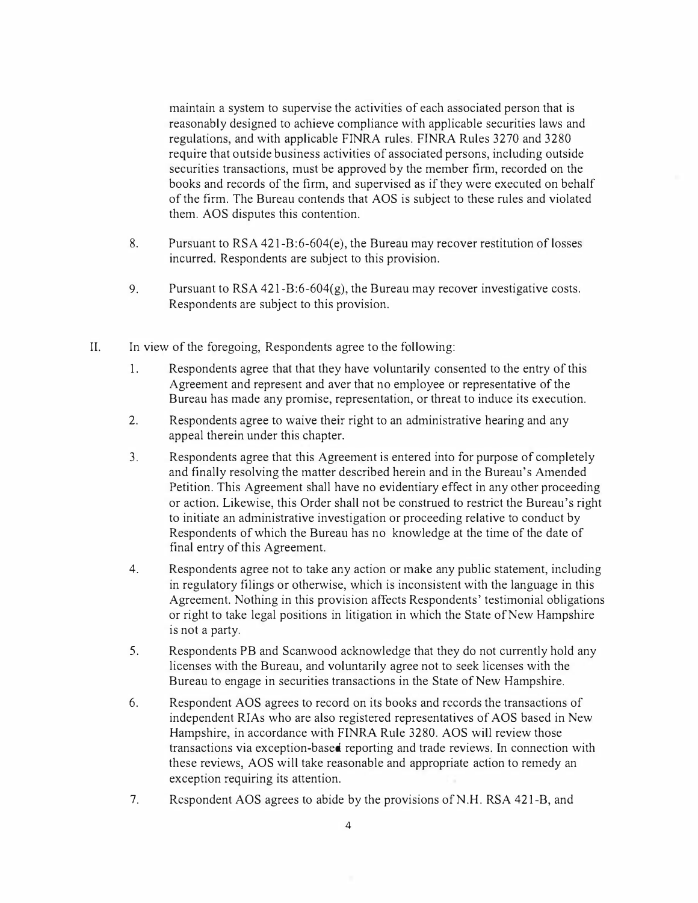maintain a system to supervise the activities of each associated person that is reasonably designed to achieve compliance with applicable securities laws and regulations, and with applicable FINRA rules. FINRA Rules 3270 and 3280 require that outside business activities of associated persons, including outside securities transactions, must be approved by the member firm, recorded on the books and records of the firm, and supervised as if they were executed on behalf of the firm. The Bureau contends that AOS is subject to these rules and violated them. AOS disputes this contention.

8. Pursuant to RSA 421-B:6-604(e), the Bureau may recover restitution of losses incurred. Respondents are subject to this provision.

9. Pursuant to RSA 421-B:6-604(g), the Bureau may recover investigative costs. Respondents are subject to this provision.

II. In view of the foregoing, Respondents agree to the following:

1. Respondents agree that that they have voluntarily consented to the entry of this Agreement and represent and aver that no employee or representative of the Bureau has made any promise, representation, or threat to induce its execution.

2. Respondents agree to waive their right to an administrative hearing and any appeal therein under this chapter.

3. Respondents agree that this Agreement is entered into for purpose of completely and finally resolving the matter described herein and in the Bureau's Amended Petition. This Agreement shall have no evidentiary effect in any other proceeding or action. Likewise, this Order shall not be construed to restrict the Bureau's right to initiate an administrative investigation or proceeding relative to conduct by Respondents of which the Bureau has no knowledge at the time of the date of final entry of this Agreement.

4. Respondents agree not to take any action or make any public statement, including in regulatory filings or otherwise, which is inconsistent with the language in this Agreement. Nothing in this provision affects Respondents' testimonial obligations or right to take legal positions in litigation in which the State of New Hampshire is not a party.

5. Respondents PB and Scanwood acknowledge that they do not currently hold any licenses with the Bureau, and voluntarily agree not to seek licenses with the Bureau to engage in securities transactions in the State of New Hampshire.

6. Respondent AOS agrees to record on its books and records the transactions of independent RIAs who are also registered representatives of AOS based in New Hampshire, in accordance with FINRA Rule 3280. AOS will review those transactions via exception-based reporting and trade reviews. In connection with these reviews, AOS will take reasonable and appropriate action to remedy an exception requiring its attention.

7. Respondent AOS agrees to abide by the provisions of N.H. RSA 421-B, and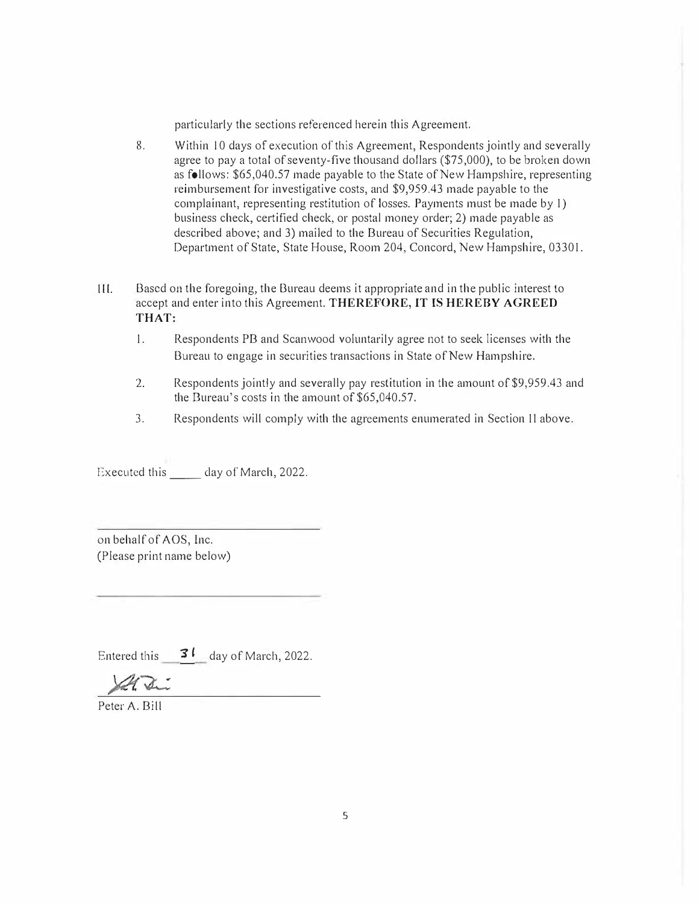particularly the sections referenced herein this Agreement.

8. Within 10 days of execution of this Agreement, Respondents jointly and severally agree to pay a total of seventy-five thousand dollars ($75,000), to be broken down as follows: $65,040.57 made payable to the State of New Hampshire, representing reimbursement for investigative costs, and $9,959.43 made payable to the complainant, representing restitution of losses. Payments must be made by 1) business check, certified check, or postal money order; 2) made payable as described above; and 3) mailed to the Bureau of Securities Regulation, Department of State, State House, Room 204, Concord, New Hampshire, 03301.

III. Based on the foregoing, the Bureau deems it appropriate and in the public interest to accept and enter into this Agreement. **THEREFORE, IT IS HEREBY AGREED THAT:**

1. Respondents PB and Scanwood voluntarily agree not to seek licenses with the Bureau to engage in securities transactions in State of New Hampshire.

2. Respondents jointly and severally pay restitution in the amount of $9,959.43 and the Bureau's costs in the amount of $65,040.57.

3. Respondents will comply with the agreements enumerated in Section II above.

Executed this _____ day of March, 2022.

_______________________________

on behalf of AOS, Inc.
(Please print name below)

_______________________________

Entered this __31__ day of March, 2022.

_______________________________

Peter A. Bill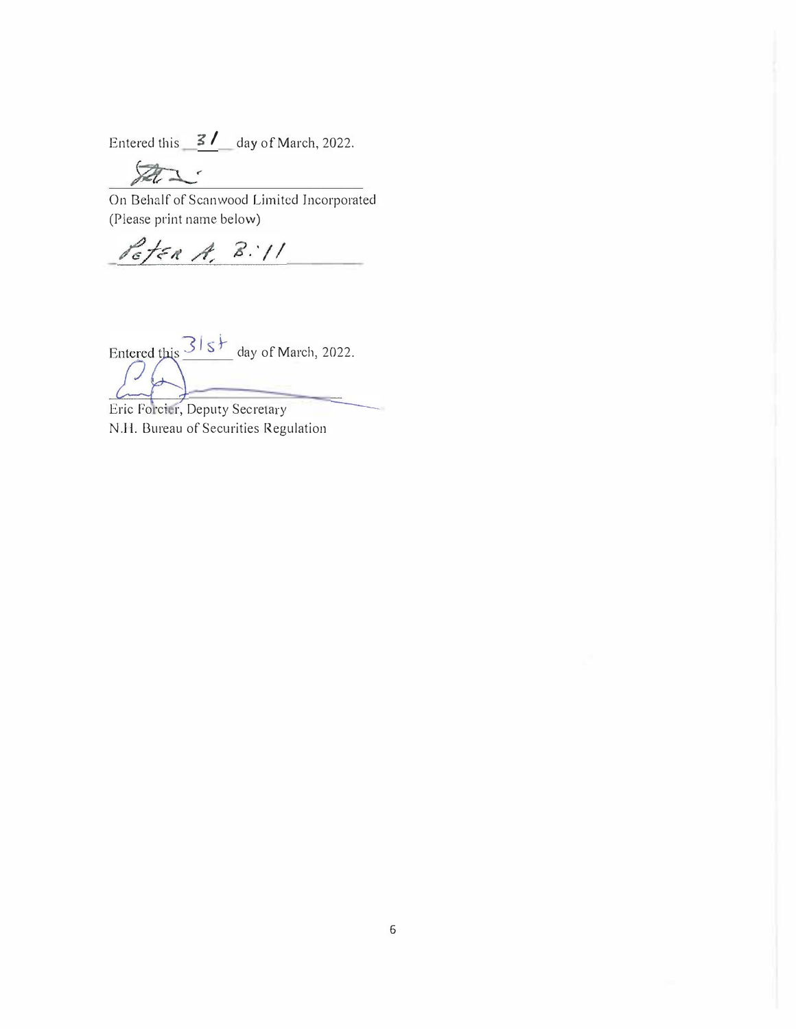Entered this 31 day of March, 2022.

\_\_\_\_\_\_\_\_\_\_\_\_\_\_\_\_\_\_\_\_\_\_\_\_\_\_\_\_\_\_

On Behalf of Scanwood Limited Incorporated
(Please print name below)

Peter A. Bill

Entered this 31st day of March, 2022.

\_\_\_\_\_\_\_\_\_\_\_\_\_\_\_\_\_\_\_\_\_\_\_\_\_\_\_\_\_\_

Eric Forcier, Deputy Secretary
N.H. Bureau of Securities Regulation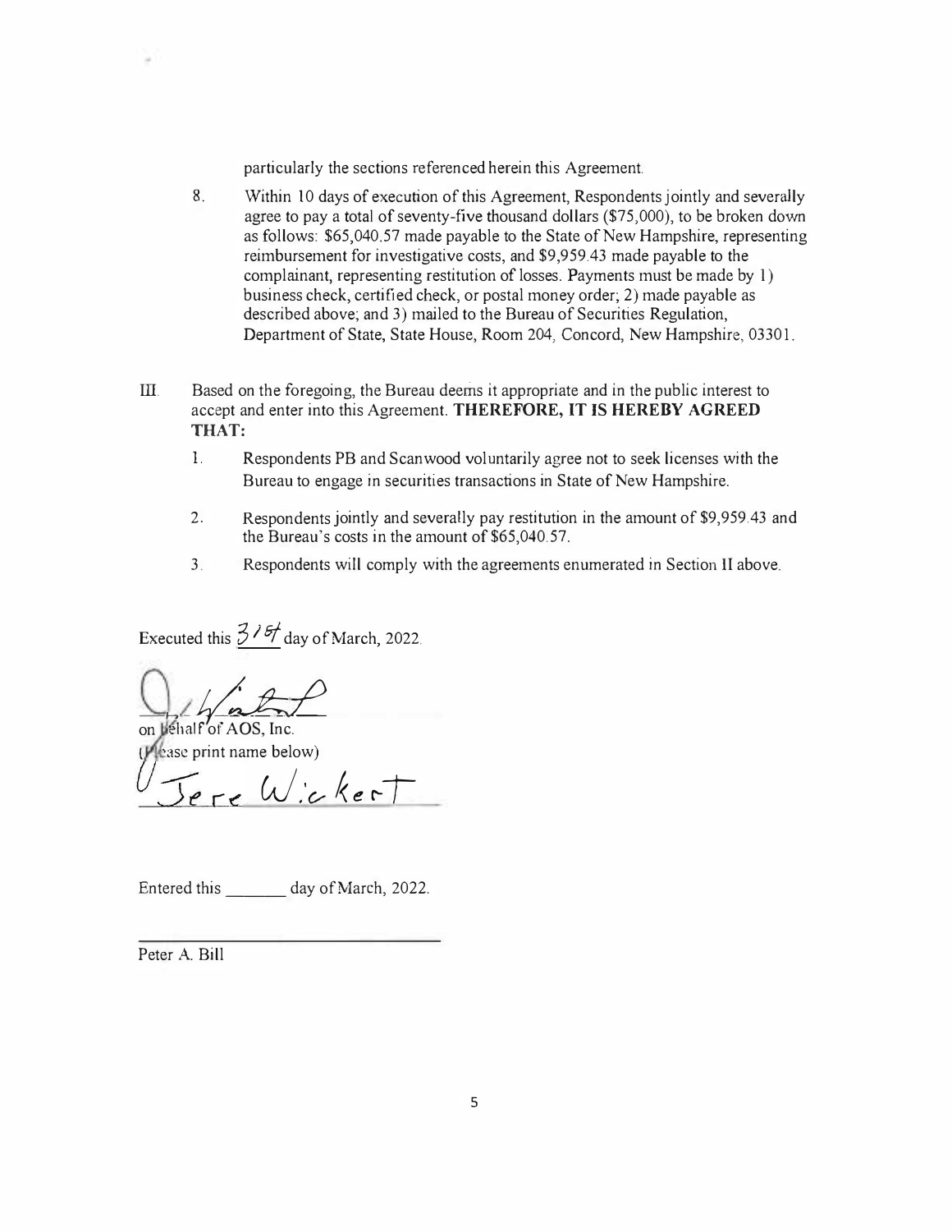particularly the sections referenced herein this Agreement.

8. Within 10 days of execution of this Agreement, Respondents jointly and severally agree to pay a total of seventy-five thousand dollars ($75,000), to be broken down as follows: $65,040.57 made payable to the State of New Hampshire, representing reimbursement for investigative costs, and $9,959.43 made payable to the complainant, representing restitution of losses. Payments must be made by 1) business check, certified check, or postal money order; 2) made payable as described above; and 3) mailed to the Bureau of Securities Regulation, Department of State, State House, Room 204, Concord, New Hampshire, 03301.

III. Based on the foregoing, the Bureau deems it appropriate and in the public interest to accept and enter into this Agreement. **THEREFORE, IT IS HEREBY AGREED THAT:**

1. Respondents PB and Scanwood voluntarily agree not to seek licenses with the Bureau to engage in securities transactions in State of New Hampshire.

2. Respondents jointly and severally pay restitution in the amount of $9,959.43 and the Bureau's costs in the amount of $65,040.57.

3. Respondents will comply with the agreements enumerated in Section II above.

Executed this 31st day of March, 2022.

on behalf of AOS, Inc.
(Please print name below)

Jere Wickert

Entered this _______ day of March, 2022.

Peter A. Bill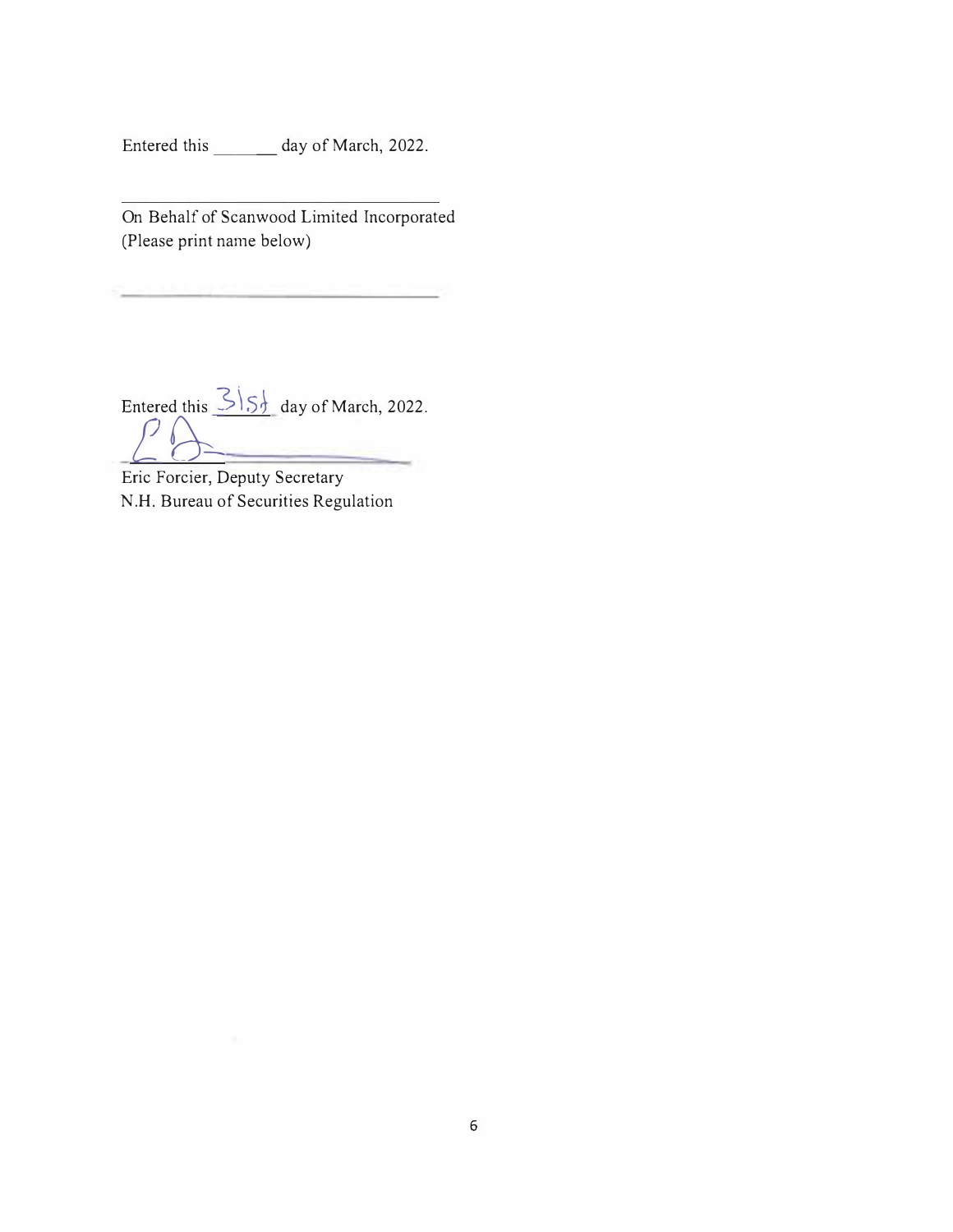Entered this _______ day of March, 2022.

_________________________________
On Behalf of Scanwood Limited Incorporated
(Please print name below)

_________________________________

Entered this 31st day of March, 2022.

_________________________________
Eric Forcier, Deputy Secretary
N.H. Bureau of Securities Regulation